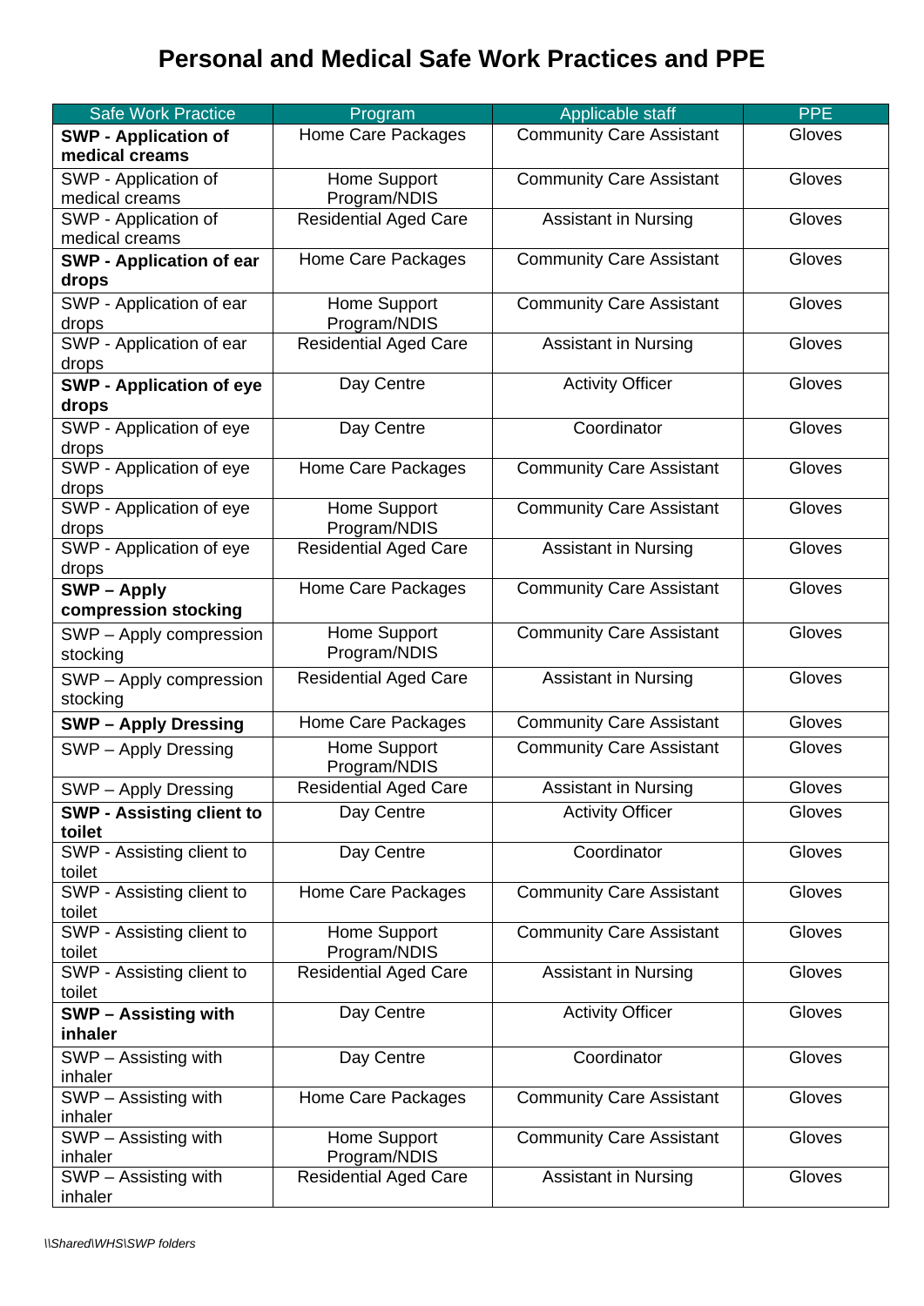# Personal and Medical Safe Work Practices and PPE

| Safe Work Practice | Program | Applicable staff | PPE |
|---|---|---|---|
| **SWP - Application of medical creams** | Home Care Packages | Community Care Assistant | Gloves |
| SWP - Application of medical creams | Home Support Program/NDIS | Community Care Assistant | Gloves |
| SWP - Application of medical creams | Residential Aged Care | Assistant in Nursing | Gloves |
| **SWP - Application of ear drops** | Home Care Packages | Community Care Assistant | Gloves |
| SWP - Application of ear drops | Home Support Program/NDIS | Community Care Assistant | Gloves |
| SWP - Application of ear drops | Residential Aged Care | Assistant in Nursing | Gloves |
| **SWP - Application of eye drops** | Day Centre | Activity Officer | Gloves |
| SWP - Application of eye drops | Day Centre | Coordinator | Gloves |
| SWP - Application of eye drops | Home Care Packages | Community Care Assistant | Gloves |
| SWP - Application of eye drops | Home Support Program/NDIS | Community Care Assistant | Gloves |
| SWP - Application of eye drops | Residential Aged Care | Assistant in Nursing | Gloves |
| **SWP – Apply compression stocking** | Home Care Packages | Community Care Assistant | Gloves |
| SWP – Apply compression stocking | Home Support Program/NDIS | Community Care Assistant | Gloves |
| SWP – Apply compression stocking | Residential Aged Care | Assistant in Nursing | Gloves |
| **SWP – Apply Dressing** | Home Care Packages | Community Care Assistant | Gloves |
| SWP – Apply Dressing | Home Support Program/NDIS | Community Care Assistant | Gloves |
| SWP – Apply Dressing | Residential Aged Care | Assistant in Nursing | Gloves |
| **SWP - Assisting client to toilet** | Day Centre | Activity Officer | Gloves |
| SWP - Assisting client to toilet | Day Centre | Coordinator | Gloves |
| SWP - Assisting client to toilet | Home Care Packages | Community Care Assistant | Gloves |
| SWP - Assisting client to toilet | Home Support Program/NDIS | Community Care Assistant | Gloves |
| SWP - Assisting client to toilet | Residential Aged Care | Assistant in Nursing | Gloves |
| **SWP – Assisting with inhaler** | Day Centre | Activity Officer | Gloves |
| SWP – Assisting with inhaler | Day Centre | Coordinator | Gloves |
| SWP – Assisting with inhaler | Home Care Packages | Community Care Assistant | Gloves |
| SWP – Assisting with inhaler | Home Support Program/NDIS | Community Care Assistant | Gloves |
| SWP – Assisting with inhaler | Residential Aged Care | Assistant in Nursing | Gloves |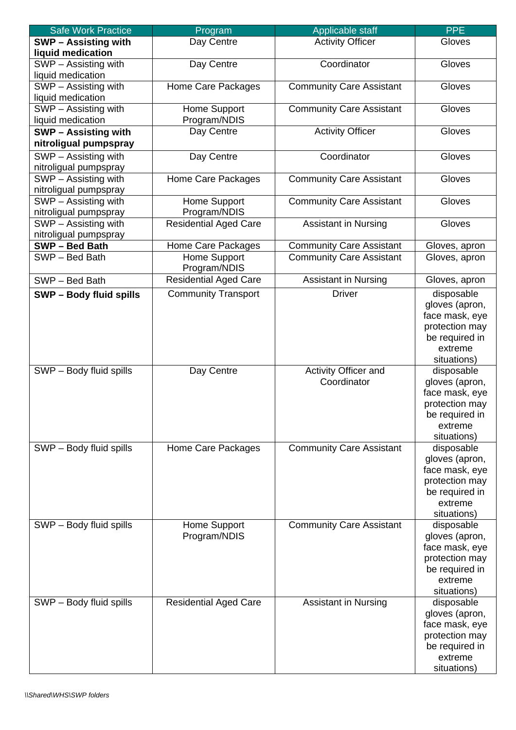| Safe Work Practice | Program | Applicable staff | PPE |
|---|---|---|---|
| **SWP – Assisting with liquid medication** | Day Centre | Activity Officer | Gloves |
| SWP – Assisting with liquid medication | Day Centre | Coordinator | Gloves |
| SWP – Assisting with liquid medication | Home Care Packages | Community Care Assistant | Gloves |
| SWP – Assisting with liquid medication | Home Support Program/NDIS | Community Care Assistant | Gloves |
| **SWP – Assisting with nitroligual pumpspray** | Day Centre | Activity Officer | Gloves |
| SWP – Assisting with nitroligual pumpspray | Day Centre | Coordinator | Gloves |
| SWP – Assisting with nitroligual pumpspray | Home Care Packages | Community Care Assistant | Gloves |
| SWP – Assisting with nitroligual pumpspray | Home Support Program/NDIS | Community Care Assistant | Gloves |
| SWP – Assisting with nitroligual pumpspray | Residential Aged Care | Assistant in Nursing | Gloves |
| **SWP – Bed Bath** | Home Care Packages | Community Care Assistant | Gloves, apron |
| SWP – Bed Bath | Home Support Program/NDIS | Community Care Assistant | Gloves, apron |
| SWP – Bed Bath | Residential Aged Care | Assistant in Nursing | Gloves, apron |
| **SWP – Body fluid spills** | Community Transport | Driver | disposable gloves (apron, face mask, eye protection may be required in extreme situations) |
| SWP – Body fluid spills | Day Centre | Activity Officer and Coordinator | disposable gloves (apron, face mask, eye protection may be required in extreme situations) |
| SWP – Body fluid spills | Home Care Packages | Community Care Assistant | disposable gloves (apron, face mask, eye protection may be required in extreme situations) |
| SWP – Body fluid spills | Home Support Program/NDIS | Community Care Assistant | disposable gloves (apron, face mask, eye protection may be required in extreme situations) |
| SWP – Body fluid spills | Residential Aged Care | Assistant in Nursing | disposable gloves (apron, face mask, eye protection may be required in extreme situations) |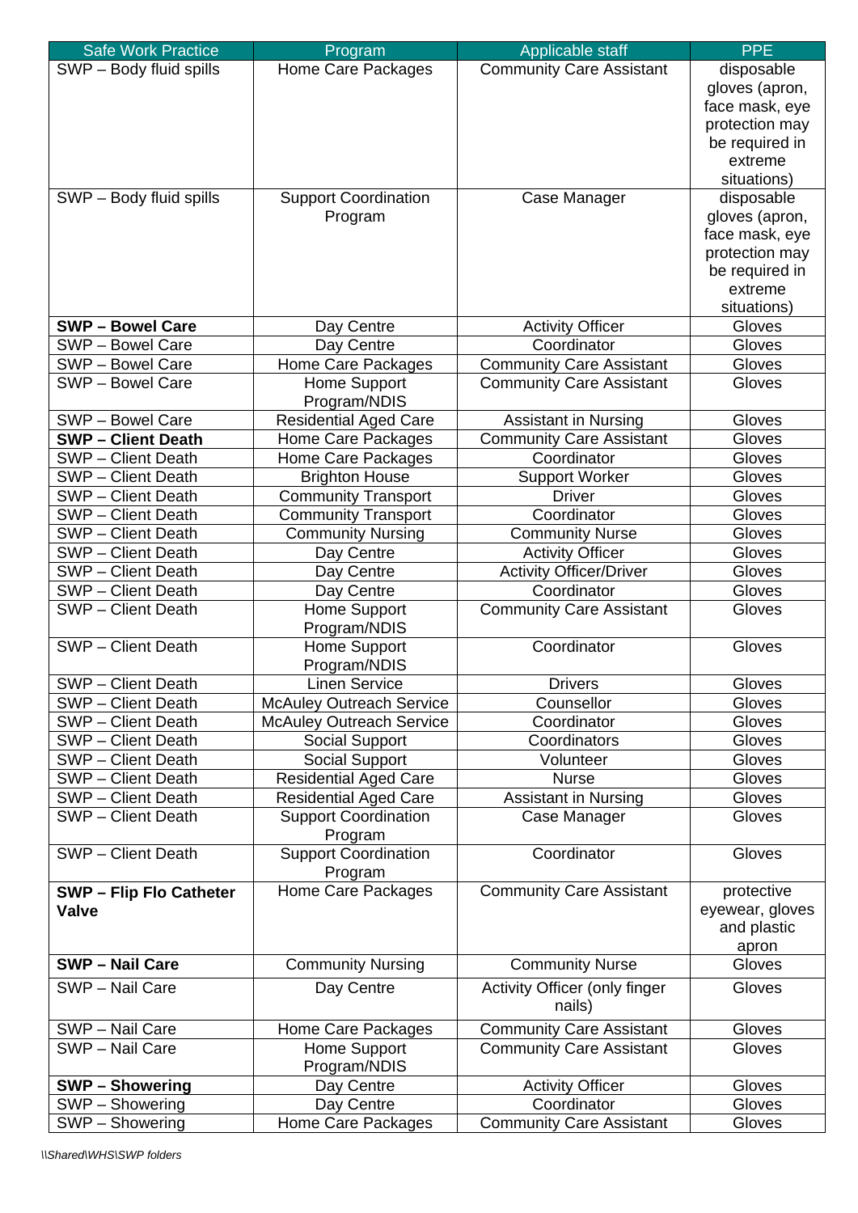| Safe Work Practice | Program | Applicable staff | PPE |
|---|---|---|---|
| SWP – Body fluid spills | Home Care Packages | Community Care Assistant | disposable gloves (apron, face mask, eye protection may be required in extreme situations) |
| SWP – Body fluid spills | Support Coordination Program | Case Manager | disposable gloves (apron, face mask, eye protection may be required in extreme situations) |
| **SWP – Bowel Care** | Day Centre | Activity Officer | Gloves |
| SWP – Bowel Care | Day Centre | Coordinator | Gloves |
| SWP – Bowel Care | Home Care Packages | Community Care Assistant | Gloves |
| SWP – Bowel Care | Home Support Program/NDIS | Community Care Assistant | Gloves |
| SWP – Bowel Care | Residential Aged Care | Assistant in Nursing | Gloves |
| **SWP – Client Death** | Home Care Packages | Community Care Assistant | Gloves |
| SWP – Client Death | Home Care Packages | Coordinator | Gloves |
| SWP – Client Death | Brighton House | Support Worker | Gloves |
| SWP – Client Death | Community Transport | Driver | Gloves |
| SWP – Client Death | Community Transport | Coordinator | Gloves |
| SWP – Client Death | Community Nursing | Community Nurse | Gloves |
| SWP – Client Death | Day Centre | Activity Officer | Gloves |
| SWP – Client Death | Day Centre | Activity Officer/Driver | Gloves |
| SWP – Client Death | Day Centre | Coordinator | Gloves |
| SWP – Client Death | Home Support Program/NDIS | Community Care Assistant | Gloves |
| SWP – Client Death | Home Support Program/NDIS | Coordinator | Gloves |
| SWP – Client Death | Linen Service | Drivers | Gloves |
| SWP – Client Death | McAuley Outreach Service | Counsellor | Gloves |
| SWP – Client Death | McAuley Outreach Service | Coordinator | Gloves |
| SWP – Client Death | Social Support | Coordinators | Gloves |
| SWP – Client Death | Social Support | Volunteer | Gloves |
| SWP – Client Death | Residential Aged Care | Nurse | Gloves |
| SWP – Client Death | Residential Aged Care | Assistant in Nursing | Gloves |
| SWP – Client Death | Support Coordination Program | Case Manager | Gloves |
| SWP – Client Death | Support Coordination Program | Coordinator | Gloves |
| **SWP – Flip Flo Catheter Valve** | Home Care Packages | Community Care Assistant | protective eyewear, gloves and plastic apron |
| **SWP – Nail Care** | Community Nursing | Community Nurse | Gloves |
| SWP – Nail Care | Day Centre | Activity Officer (only finger nails) | Gloves |
| SWP – Nail Care | Home Care Packages | Community Care Assistant | Gloves |
| SWP – Nail Care | Home Support Program/NDIS | Community Care Assistant | Gloves |
| **SWP – Showering** | Day Centre | Activity Officer | Gloves |
| SWP – Showering | Day Centre | Coordinator | Gloves |
| SWP – Showering | Home Care Packages | Community Care Assistant | Gloves |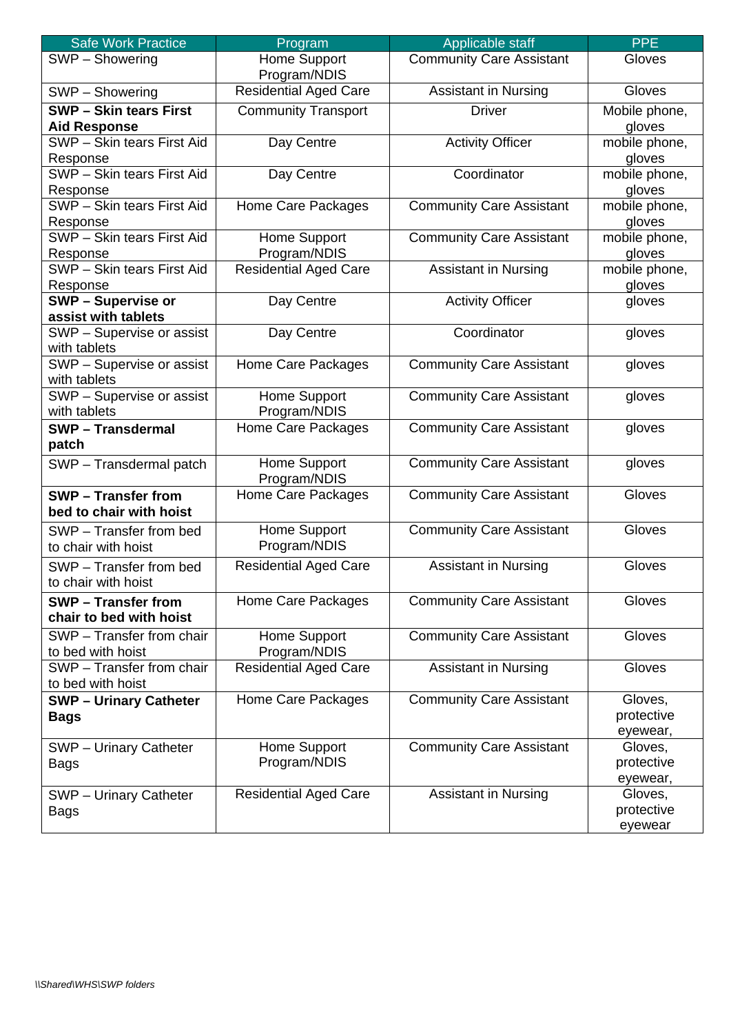| Safe Work Practice | Program | Applicable staff | PPE |
|---|---|---|---|
| SWP – Showering | Home Support Program/NDIS | Community Care Assistant | Gloves |
| SWP – Showering | Residential Aged Care | Assistant in Nursing | Gloves |
| **SWP – Skin tears First Aid Response** | Community Transport | Driver | Mobile phone, gloves |
| SWP – Skin tears First Aid Response | Day Centre | Activity Officer | mobile phone, gloves |
| SWP – Skin tears First Aid Response | Day Centre | Coordinator | mobile phone, gloves |
| SWP – Skin tears First Aid Response | Home Care Packages | Community Care Assistant | mobile phone, gloves |
| SWP – Skin tears First Aid Response | Home Support Program/NDIS | Community Care Assistant | mobile phone, gloves |
| SWP – Skin tears First Aid Response | Residential Aged Care | Assistant in Nursing | mobile phone, gloves |
| **SWP – Supervise or assist with tablets** | Day Centre | Activity Officer | gloves |
| SWP – Supervise or assist with tablets | Day Centre | Coordinator | gloves |
| SWP – Supervise or assist with tablets | Home Care Packages | Community Care Assistant | gloves |
| SWP – Supervise or assist with tablets | Home Support Program/NDIS | Community Care Assistant | gloves |
| **SWP – Transdermal patch** | Home Care Packages | Community Care Assistant | gloves |
| SWP – Transdermal patch | Home Support Program/NDIS | Community Care Assistant | gloves |
| **SWP – Transfer from bed to chair with hoist** | Home Care Packages | Community Care Assistant | Gloves |
| SWP – Transfer from bed to chair with hoist | Home Support Program/NDIS | Community Care Assistant | Gloves |
| SWP – Transfer from bed to chair with hoist | Residential Aged Care | Assistant in Nursing | Gloves |
| **SWP – Transfer from chair to bed with hoist** | Home Care Packages | Community Care Assistant | Gloves |
| SWP – Transfer from chair to bed with hoist | Home Support Program/NDIS | Community Care Assistant | Gloves |
| SWP – Transfer from chair to bed with hoist | Residential Aged Care | Assistant in Nursing | Gloves |
| **SWP – Urinary Catheter Bags** | Home Care Packages | Community Care Assistant | Gloves, protective eyewear, |
| SWP – Urinary Catheter Bags | Home Support Program/NDIS | Community Care Assistant | Gloves, protective eyewear, |
| SWP – Urinary Catheter Bags | Residential Aged Care | Assistant in Nursing | Gloves, protective eyewear |